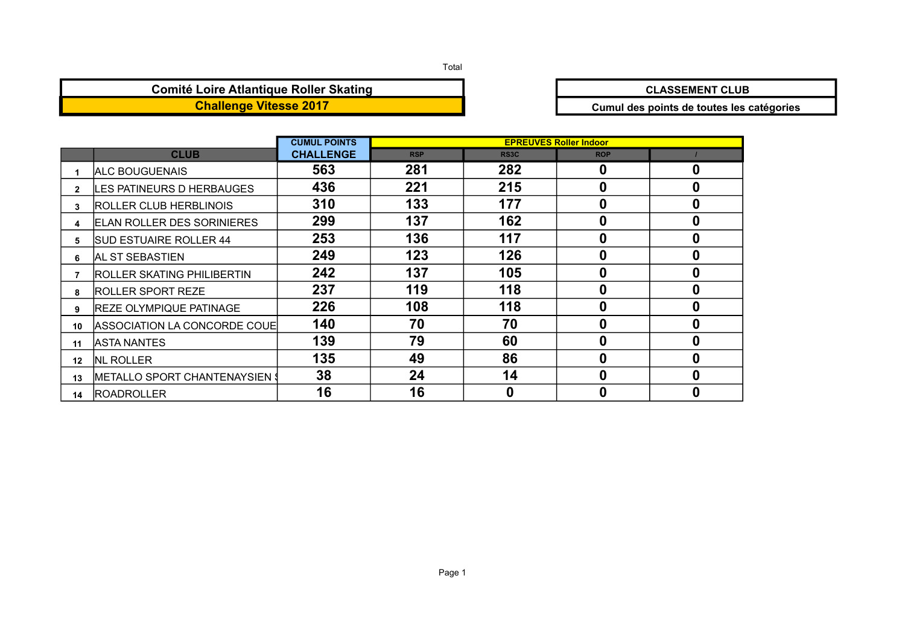Total

# Comité Loire Atlantique Roller Skating

## Challenge Vitesse 2017

**CLASSEMENT CLUB**

**Cumul des points de toutes les catégories**

| | CLUB | CUMUL POINTS CHALLENGE | EPREUVES Roller Indoor | | | |
|---|---|---|---|---|---|---|
| | | | RSP | RS3C | ROP | / |
| 1 | ALC BOUGUENAIS | 563 | 281 | 282 | 0 | 0 |
| 2 | LES PATINEURS D HERBAUGES | 436 | 221 | 215 | 0 | 0 |
| 3 | ROLLER CLUB HERBLINOIS | 310 | 133 | 177 | 0 | 0 |
| 4 | ELAN ROLLER DES SORINIERES | 299 | 137 | 162 | 0 | 0 |
| 5 | SUD ESTUAIRE ROLLER 44 | 253 | 136 | 117 | 0 | 0 |
| 6 | AL ST SEBASTIEN | 249 | 123 | 126 | 0 | 0 |
| 7 | ROLLER SKATING PHILIBERTIN | 242 | 137 | 105 | 0 | 0 |
| 8 | ROLLER SPORT REZE | 237 | 119 | 118 | 0 | 0 |
| 9 | REZE OLYMPIQUE PATINAGE | 226 | 108 | 118 | 0 | 0 |
| 10 | ASSOCIATION LA CONCORDE COUE | 140 | 70 | 70 | 0 | 0 |
| 11 | ASTA NANTES | 139 | 79 | 60 | 0 | 0 |
| 12 | NL ROLLER | 135 | 49 | 86 | 0 | 0 |
| 13 | METALLO SPORT CHANTENAYSIEN S | 38 | 24 | 14 | 0 | 0 |
| 14 | ROADROLLER | 16 | 16 | 0 | 0 | 0 |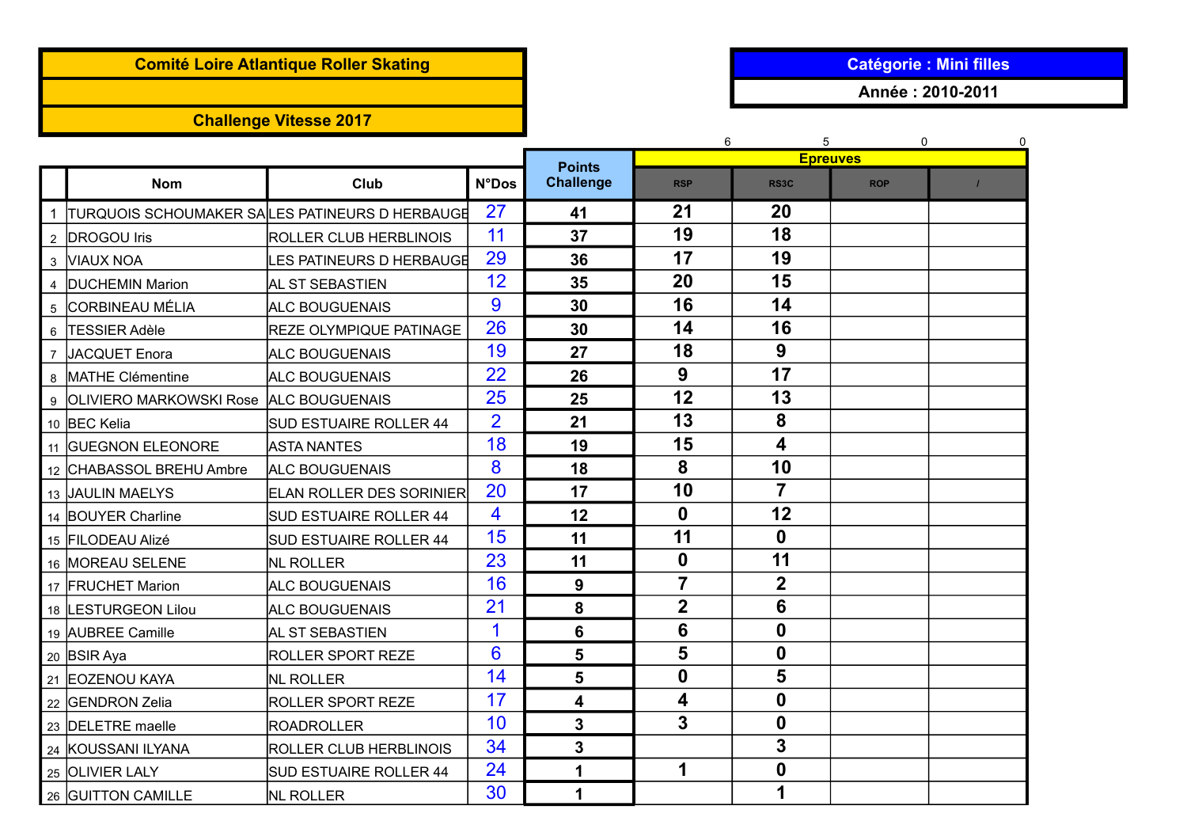**Comité Loire Atlantique Roller Skating**

**Challenge Vitesse 2017**

**Catégorie : Mini filles**

**Année : 2010-2011**

| | Nom | Club | N°Dos | Points Challenge | Epreuves | | | |
|---|---|---|---|---|---|---|---|---|
| | | | | | 6 | 5 | 0 | 0 |
| | | | | | RSP | RS3C | ROP | / |
| 1 | TURQUOIS SCHOUMAKER SA | LES PATINEURS D HERBAUGE | 27 | 41 | 21 | 20 | | |
| 2 | DROGOU Iris | ROLLER CLUB HERBLINOIS | 11 | 37 | 19 | 18 | | |
| 3 | VIAUX NOA | LES PATINEURS D HERBAUGE | 29 | 36 | 17 | 19 | | |
| 4 | DUCHEMIN Marion | AL ST SEBASTIEN | 12 | 35 | 20 | 15 | | |
| 5 | CORBINEAU MÉLIA | ALC BOUGUENAIS | 9 | 30 | 16 | 14 | | |
| 6 | TESSIER Adèle | REZE OLYMPIQUE PATINAGE | 26 | 30 | 14 | 16 | | |
| 7 | JACQUET Enora | ALC BOUGUENAIS | 19 | 27 | 18 | 9 | | |
| 8 | MATHE Clémentine | ALC BOUGUENAIS | 22 | 26 | 9 | 17 | | |
| 9 | OLIVIERO MARKOWSKI Rose | ALC BOUGUENAIS | 25 | 25 | 12 | 13 | | |
| 10 | BEC Kelia | SUD ESTUAIRE ROLLER 44 | 2 | 21 | 13 | 8 | | |
| 11 | GUEGNON ELEONORE | ASTA NANTES | 18 | 19 | 15 | 4 | | |
| 12 | CHABASSOL BREHU Ambre | ALC BOUGUENAIS | 8 | 18 | 8 | 10 | | |
| 13 | JAULIN MAELYS | ELAN ROLLER DES SORINIER | 20 | 17 | 10 | 7 | | |
| 14 | BOUYER Charline | SUD ESTUAIRE ROLLER 44 | 4 | 12 | 0 | 12 | | |
| 15 | FILODEAU Alizé | SUD ESTUAIRE ROLLER 44 | 15 | 11 | 11 | 0 | | |
| 16 | MOREAU SELENE | NL ROLLER | 23 | 11 | 0 | 11 | | |
| 17 | FRUCHET Marion | ALC BOUGUENAIS | 16 | 9 | 7 | 2 | | |
| 18 | LESTURGEON Lilou | ALC BOUGUENAIS | 21 | 8 | 2 | 6 | | |
| 19 | AUBREE Camille | AL ST SEBASTIEN | 1 | 6 | 6 | 0 | | |
| 20 | BSIR Aya | ROLLER SPORT REZE | 6 | 5 | 5 | 0 | | |
| 21 | EOZENOU KAYA | NL ROLLER | 14 | 5 | 0 | 5 | | |
| 22 | GENDRON Zelia | ROLLER SPORT REZE | 17 | 4 | 4 | 0 | | |
| 23 | DELETRE maelle | ROADROLLER | 10 | 3 | 3 | 0 | | |
| 24 | KOUSSANI ILYANA | ROLLER CLUB HERBLINOIS | 34 | 3 | | 3 | | |
| 25 | OLIVIER LALY | SUD ESTUAIRE ROLLER 44 | 24 | 1 | 1 | 0 | | |
| 26 | GUITTON CAMILLE | NL ROLLER | 30 | 1 | | 1 | | |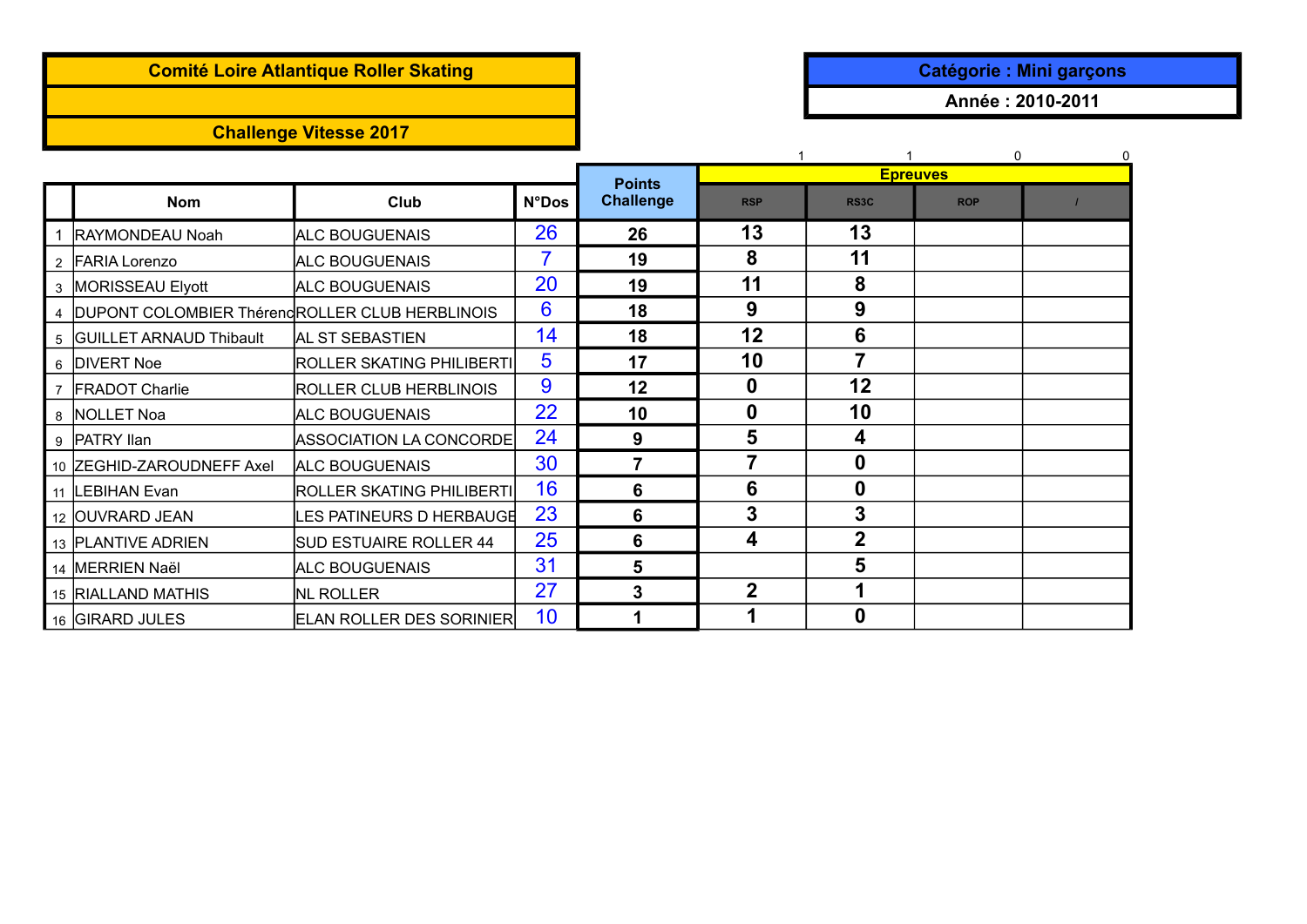**Comité Loire Atlantique Roller Skating**

**Challenge Vitesse 2017**

**Catégorie : Mini garçons**

**Année : 2010-2011**

| | Nom | Club | N°Dos | Points Challenge | Epreuves | | | |
|---|---|---|---|---|---|---|---|---|
| | | | | | 1 | 1 | 0 | 0 |
| | | | | | RSP | RS3C | ROP | / |
| 1 | RAYMONDEAU Noah | ALC BOUGUENAIS | 26 | 26 | 13 | 13 | | |
| 2 | FARIA Lorenzo | ALC BOUGUENAIS | 7 | 19 | 8 | 11 | | |
| 3 | MORISSEAU Elyott | ALC BOUGUENAIS | 20 | 19 | 11 | 8 | | |
| 4 | DUPONT COLOMBIER Thérenc | ROLLER CLUB HERBLINOIS | 6 | 18 | 9 | 9 | | |
| 5 | GUILLET ARNAUD Thibault | AL ST SEBASTIEN | 14 | 18 | 12 | 6 | | |
| 6 | DIVERT Noe | ROLLER SKATING PHILIBERTI | 5 | 17 | 10 | 7 | | |
| 7 | FRADOT Charlie | ROLLER CLUB HERBLINOIS | 9 | 12 | 0 | 12 | | |
| 8 | NOLLET Noa | ALC BOUGUENAIS | 22 | 10 | 0 | 10 | | |
| 9 | PATRY Ilan | ASSOCIATION LA CONCORDE | 24 | 9 | 5 | 4 | | |
| 10 | ZEGHID-ZAROUDNEFF Axel | ALC BOUGUENAIS | 30 | 7 | 7 | 0 | | |
| 11 | LEBIHAN Evan | ROLLER SKATING PHILIBERTI | 16 | 6 | 6 | 0 | | |
| 12 | OUVRARD JEAN | LES PATINEURS D HERBAUGE | 23 | 6 | 3 | 3 | | |
| 13 | PLANTIVE ADRIEN | SUD ESTUAIRE ROLLER 44 | 25 | 6 | 4 | 2 | | |
| 14 | MERRIEN Naël | ALC BOUGUENAIS | 31 | 5 | | 5 | | |
| 15 | RIALLAND MATHIS | NL ROLLER | 27 | 3 | 2 | 1 | | |
| 16 | GIRARD JULES | ELAN ROLLER DES SORINIER | 10 | 1 | 1 | 0 | | |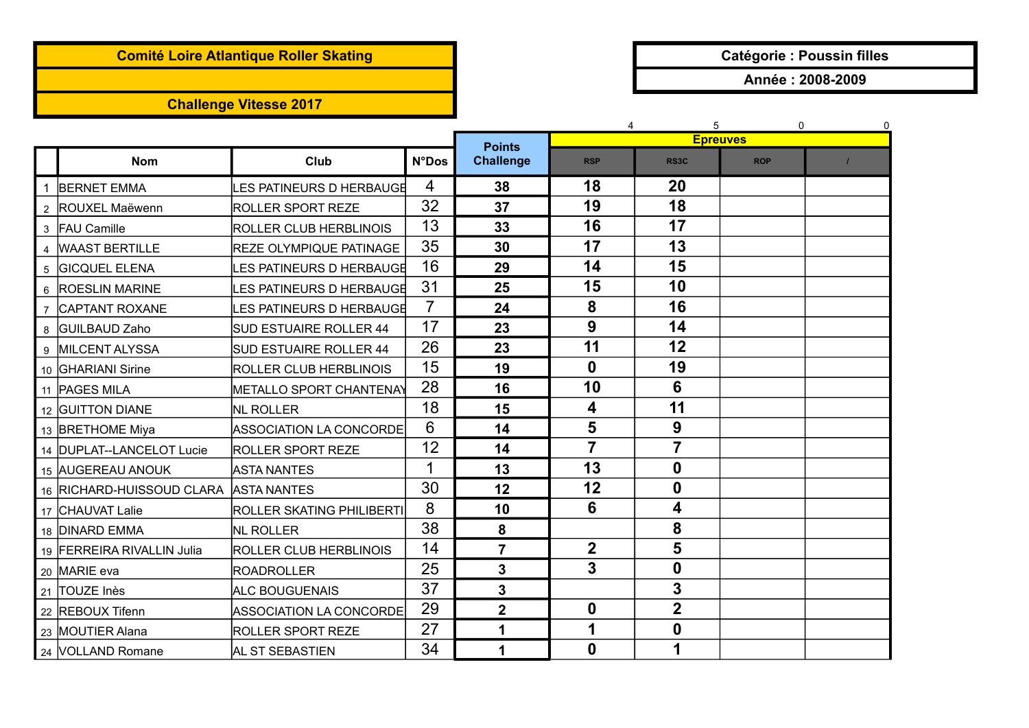**Comité Loire Atlantique Roller Skating**

**Challenge Vitesse 2017**

**Catégorie : Poussin filles**

**Année : 2008-2009**

| | Nom | Club | N°Dos | Points Challenge | Epreuves | | | |
|---|---|---|---|---|---|---|---|---|
| | | | | | 4 | 5 | 0 | 0 |
| | | | | | RSP | RS3C | ROP | / |
| 1 | BERNET EMMA | LES PATINEURS D HERBAUGE | 4 | 38 | 18 | 20 | | |
| 2 | ROUXEL Maëwenn | ROLLER SPORT REZE | 32 | 37 | 19 | 18 | | |
| 3 | FAU Camille | ROLLER CLUB HERBLINOIS | 13 | 33 | 16 | 17 | | |
| 4 | WAAST BERTILLE | REZE OLYMPIQUE PATINAGE | 35 | 30 | 17 | 13 | | |
| 5 | GICQUEL ELENA | LES PATINEURS D HERBAUGE | 16 | 29 | 14 | 15 | | |
| 6 | ROESLIN MARINE | LES PATINEURS D HERBAUGE | 31 | 25 | 15 | 10 | | |
| 7 | CAPTANT ROXANE | LES PATINEURS D HERBAUGE | 7 | 24 | 8 | 16 | | |
| 8 | GUILBAUD Zaho | SUD ESTUAIRE ROLLER 44 | 17 | 23 | 9 | 14 | | |
| 9 | MILCENT ALYSSA | SUD ESTUAIRE ROLLER 44 | 26 | 23 | 11 | 12 | | |
| 10 | GHARIANI Sirine | ROLLER CLUB HERBLINOIS | 15 | 19 | 0 | 19 | | |
| 11 | PAGES MILA | METALLO SPORT CHANTENAY | 28 | 16 | 10 | 6 | | |
| 12 | GUITTON DIANE | NL ROLLER | 18 | 15 | 4 | 11 | | |
| 13 | BRETHOME Miya | ASSOCIATION LA CONCORDE | 6 | 14 | 5 | 9 | | |
| 14 | DUPLAT--LANCELOT Lucie | ROLLER SPORT REZE | 12 | 14 | 7 | 7 | | |
| 15 | AUGEREAU ANOUK | ASTA NANTES | 1 | 13 | 13 | 0 | | |
| 16 | RICHARD-HUISSOUD CLARA | ASTA NANTES | 30 | 12 | 12 | 0 | | |
| 17 | CHAUVAT Lalie | ROLLER SKATING PHILIBERTI | 8 | 10 | 6 | 4 | | |
| 18 | DINARD EMMA | NL ROLLER | 38 | 8 | | 8 | | |
| 19 | FERREIRA RIVALLIN Julia | ROLLER CLUB HERBLINOIS | 14 | 7 | 2 | 5 | | |
| 20 | MARIE eva | ROADROLLER | 25 | 3 | 3 | 0 | | |
| 21 | TOUZE Inès | ALC BOUGUENAIS | 37 | 3 | | 3 | | |
| 22 | REBOUX Tifenn | ASSOCIATION LA CONCORDE | 29 | 2 | 0 | 2 | | |
| 23 | MOUTIER Alana | ROLLER SPORT REZE | 27 | 1 | 1 | 0 | | |
| 24 | VOLLAND Romane | AL ST SEBASTIEN | 34 | 1 | 0 | 1 | | |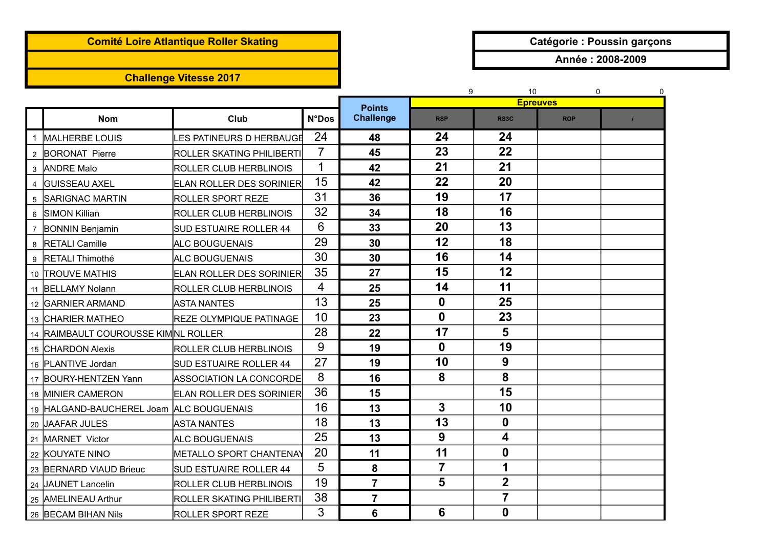**Comité Loire Atlantique Roller Skating**

**Challenge Vitesse 2017**

**Catégorie : Poussin garçons**

**Année : 2008-2009**

| | Nom | Club | N°Dos | Points Challenge | Epreuves | | | |
|---|---|---|---|---|---|---|---|---|
| | | | | | 9 | 10 | 0 | 0 |
| | | | | | RSP | RS3C | ROP | / |
| 1 | MALHERBE LOUIS | LES PATINEURS D HERBAUGE | 24 | 48 | 24 | 24 | | |
| 2 | BORONAT Pierre | ROLLER SKATING PHILIBERTI | 7 | 45 | 23 | 22 | | |
| 3 | ANDRE Malo | ROLLER CLUB HERBLINOIS | 1 | 42 | 21 | 21 | | |
| 4 | GUISSEAU AXEL | ELAN ROLLER DES SORINIER | 15 | 42 | 22 | 20 | | |
| 5 | SARIGNAC MARTIN | ROLLER SPORT REZE | 31 | 36 | 19 | 17 | | |
| 6 | SIMON Killian | ROLLER CLUB HERBLINOIS | 32 | 34 | 18 | 16 | | |
| 7 | BONNIN Benjamin | SUD ESTUAIRE ROLLER 44 | 6 | 33 | 20 | 13 | | |
| 8 | RETALI Camille | ALC BOUGUENAIS | 29 | 30 | 12 | 18 | | |
| 9 | RETALI Thimothé | ALC BOUGUENAIS | 30 | 30 | 16 | 14 | | |
| 10 | TROUVE MATHIS | ELAN ROLLER DES SORINIER | 35 | 27 | 15 | 12 | | |
| 11 | BELLAMY Nolann | ROLLER CLUB HERBLINOIS | 4 | 25 | 14 | 11 | | |
| 12 | GARNIER ARMAND | ASTA NANTES | 13 | 25 | 0 | 25 | | |
| 13 | CHARIER MATHEO | REZE OLYMPIQUE PATINAGE | 10 | 23 | 0 | 23 | | |
| 14 | RAIMBAULT COUROUSSE KIM | NL ROLLER | 28 | 22 | 17 | 5 | | |
| 15 | CHARDON Alexis | ROLLER CLUB HERBLINOIS | 9 | 19 | 0 | 19 | | |
| 16 | PLANTIVE Jordan | SUD ESTUAIRE ROLLER 44 | 27 | 19 | 10 | 9 | | |
| 17 | BOURY-HENTZEN Yann | ASSOCIATION LA CONCORDE | 8 | 16 | 8 | 8 | | |
| 18 | MINIER CAMERON | ELAN ROLLER DES SORINIER | 36 | 15 | | 15 | | |
| 19 | HALGAND-BAUCHEREL Joam | ALC BOUGUENAIS | 16 | 13 | 3 | 10 | | |
| 20 | JAAFAR JULES | ASTA NANTES | 18 | 13 | 13 | 0 | | |
| 21 | MARNET Victor | ALC BOUGUENAIS | 25 | 13 | 9 | 4 | | |
| 22 | KOUYATE NINO | METALLO SPORT CHANTENAY | 20 | 11 | 11 | 0 | | |
| 23 | BERNARD VIAUD Brieuc | SUD ESTUAIRE ROLLER 44 | 5 | 8 | 7 | 1 | | |
| 24 | JAUNET Lancelin | ROLLER CLUB HERBLINOIS | 19 | 7 | 5 | 2 | | |
| 25 | AMELINEAU Arthur | ROLLER SKATING PHILIBERTI | 38 | 7 | | 7 | | |
| 26 | BECAM BIHAN Nils | ROLLER SPORT REZE | 3 | 6 | 6 | 0 | | |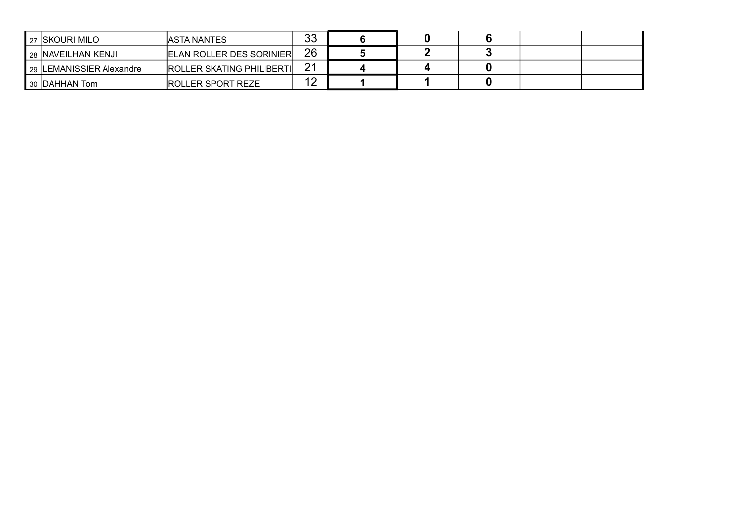| | | | | | | | | |
|---|---|---|---|---|---|---|---|---|
| 27 | SKOURI MILO | ASTA NANTES | 33 | **6** | **0** | **6** | | |
| 28 | NAVEILHAN KENJI | ELAN ROLLER DES SORINIER | 26 | **5** | **2** | **3** | | |
| 29 | LEMANISSIER Alexandre | ROLLER SKATING PHILIBERTI | 21 | **4** | **4** | **0** | | |
| 30 | DAHHAN Tom | ROLLER SPORT REZE | 12 | **1** | **1** | **0** | | |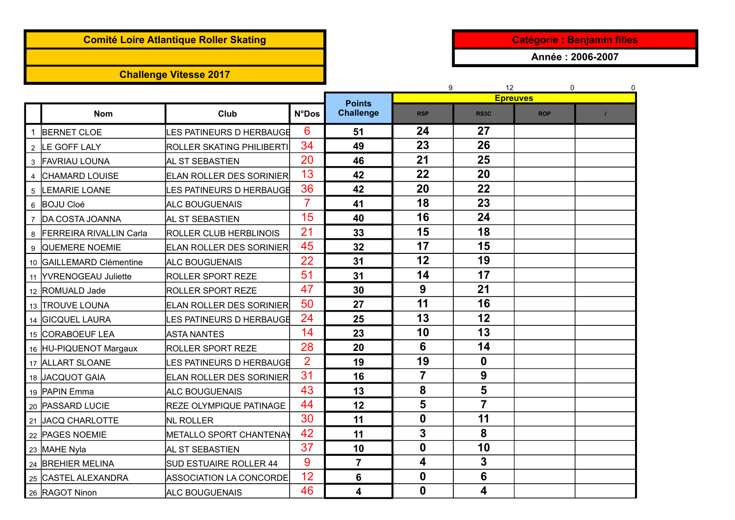**Comité Loire Atlantique Roller Skating**

**Challenge Vitesse 2017**

**Catégorie : Benjamin filles**

**Année : 2006-2007**

| | Nom | Club | N°Dos | Points Challenge | Epreuves | | | |
|---|---|---|---|---|---|---|---|---|
| | | | | | 9 | 12 | 0 | 0 |
| | | | | | RSP | RS3C | ROP | / |
| 1 | BERNET CLOE | LES PATINEURS D HERBAUGE | 6 | 51 | 24 | 27 | | |
| 2 | LE GOFF LALY | ROLLER SKATING PHILIBERTI | 34 | 49 | 23 | 26 | | |
| 3 | FAVRIAU LOUNA | AL ST SEBASTIEN | 20 | 46 | 21 | 25 | | |
| 4 | CHAMARD LOUISE | ELAN ROLLER DES SORINIER | 13 | 42 | 22 | 20 | | |
| 5 | LEMARIE LOANE | LES PATINEURS D HERBAUGE | 36 | 42 | 20 | 22 | | |
| 6 | BOJU Cloé | ALC BOUGUENAIS | 7 | 41 | 18 | 23 | | |
| 7 | DA COSTA JOANNA | AL ST SEBASTIEN | 15 | 40 | 16 | 24 | | |
| 8 | FERREIRA RIVALLIN Carla | ROLLER CLUB HERBLINOIS | 21 | 33 | 15 | 18 | | |
| 9 | QUEMERE NOEMIE | ELAN ROLLER DES SORINIER | 45 | 32 | 17 | 15 | | |
| 10 | GAILLEMARD Clémentine | ALC BOUGUENAIS | 22 | 31 | 12 | 19 | | |
| 11 | YVRENOGEAU Juliette | ROLLER SPORT REZE | 51 | 31 | 14 | 17 | | |
| 12 | ROMUALD Jade | ROLLER SPORT REZE | 47 | 30 | 9 | 21 | | |
| 13 | TROUVE LOUNA | ELAN ROLLER DES SORINIER | 50 | 27 | 11 | 16 | | |
| 14 | GICQUEL LAURA | LES PATINEURS D HERBAUGE | 24 | 25 | 13 | 12 | | |
| 15 | CORABOEUF LEA | ASTA NANTES | 14 | 23 | 10 | 13 | | |
| 16 | HU-PIQUENOT Margaux | ROLLER SPORT REZE | 28 | 20 | 6 | 14 | | |
| 17 | ALLART SLOANE | LES PATINEURS D HERBAUGE | 2 | 19 | 19 | 0 | | |
| 18 | JACQUOT GAIA | ELAN ROLLER DES SORINIER | 31 | 16 | 7 | 9 | | |
| 19 | PAPIN Emma | ALC BOUGUENAIS | 43 | 13 | 8 | 5 | | |
| 20 | PASSARD LUCIE | REZE OLYMPIQUE PATINAGE | 44 | 12 | 5 | 7 | | |
| 21 | JACQ CHARLOTTE | NL ROLLER | 30 | 11 | 0 | 11 | | |
| 22 | PAGES NOEMIE | METALLO SPORT CHANTENAY | 42 | 11 | 3 | 8 | | |
| 23 | MAHE Nyla | AL ST SEBASTIEN | 37 | 10 | 0 | 10 | | |
| 24 | BREHIER MELINA | SUD ESTUAIRE ROLLER 44 | 9 | 7 | 4 | 3 | | |
| 25 | CASTEL ALEXANDRA | ASSOCIATION LA CONCORDE | 12 | 6 | 0 | 6 | | |
| 26 | RAGOT Ninon | ALC BOUGUENAIS | 46 | 4 | 0 | 4 | | |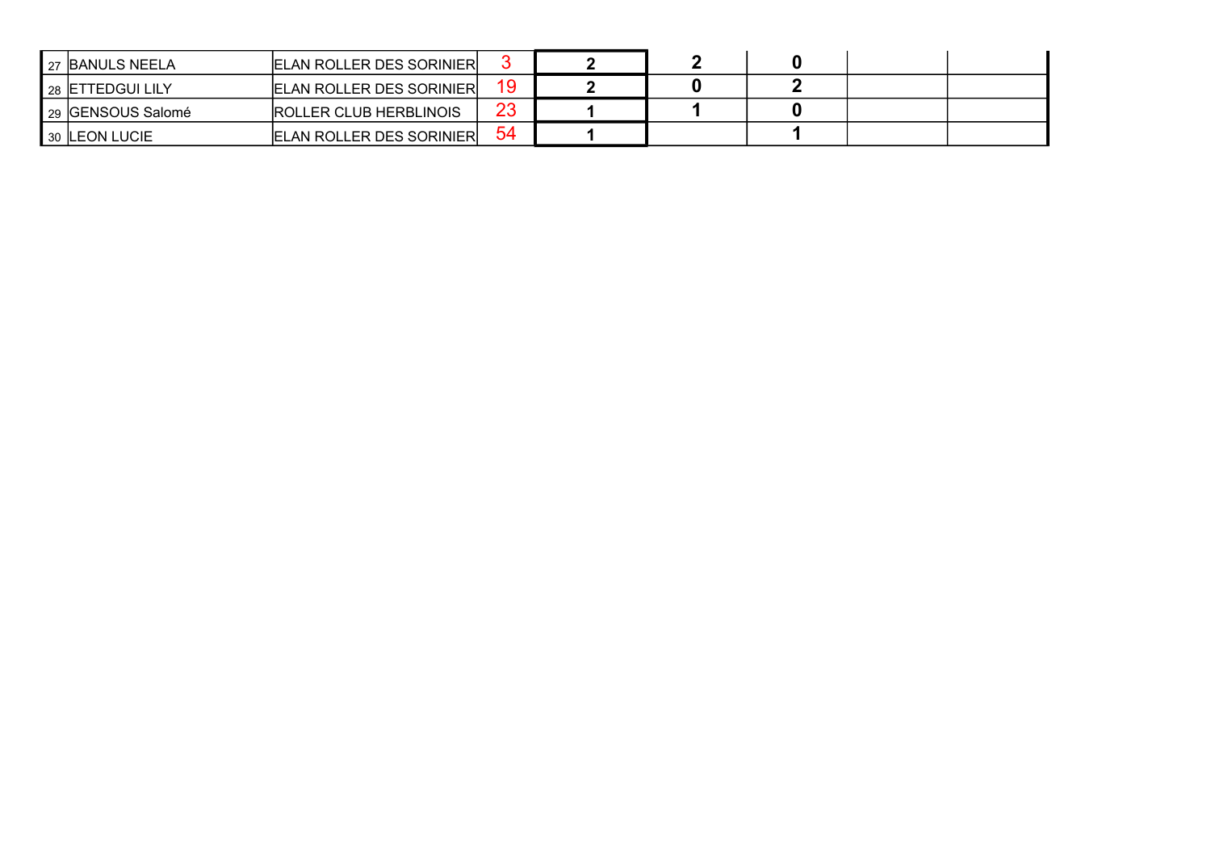| | | | | | | | | |
|---|---|---|---|---|---|---|---|---|
| 27 | BANULS NEELA | ELAN ROLLER DES SORINIER | 3 | **2** | **2** | **0** | | |
| 28 | ETTEDGUI LILY | ELAN ROLLER DES SORINIER | 19 | **2** | **0** | **2** | | |
| 29 | GENSOUS Salomé | ROLLER CLUB HERBLINOIS | 23 | **1** | **1** | **0** | | |
| 30 | LEON LUCIE | ELAN ROLLER DES SORINIER | 54 | **1** | | **1** | | |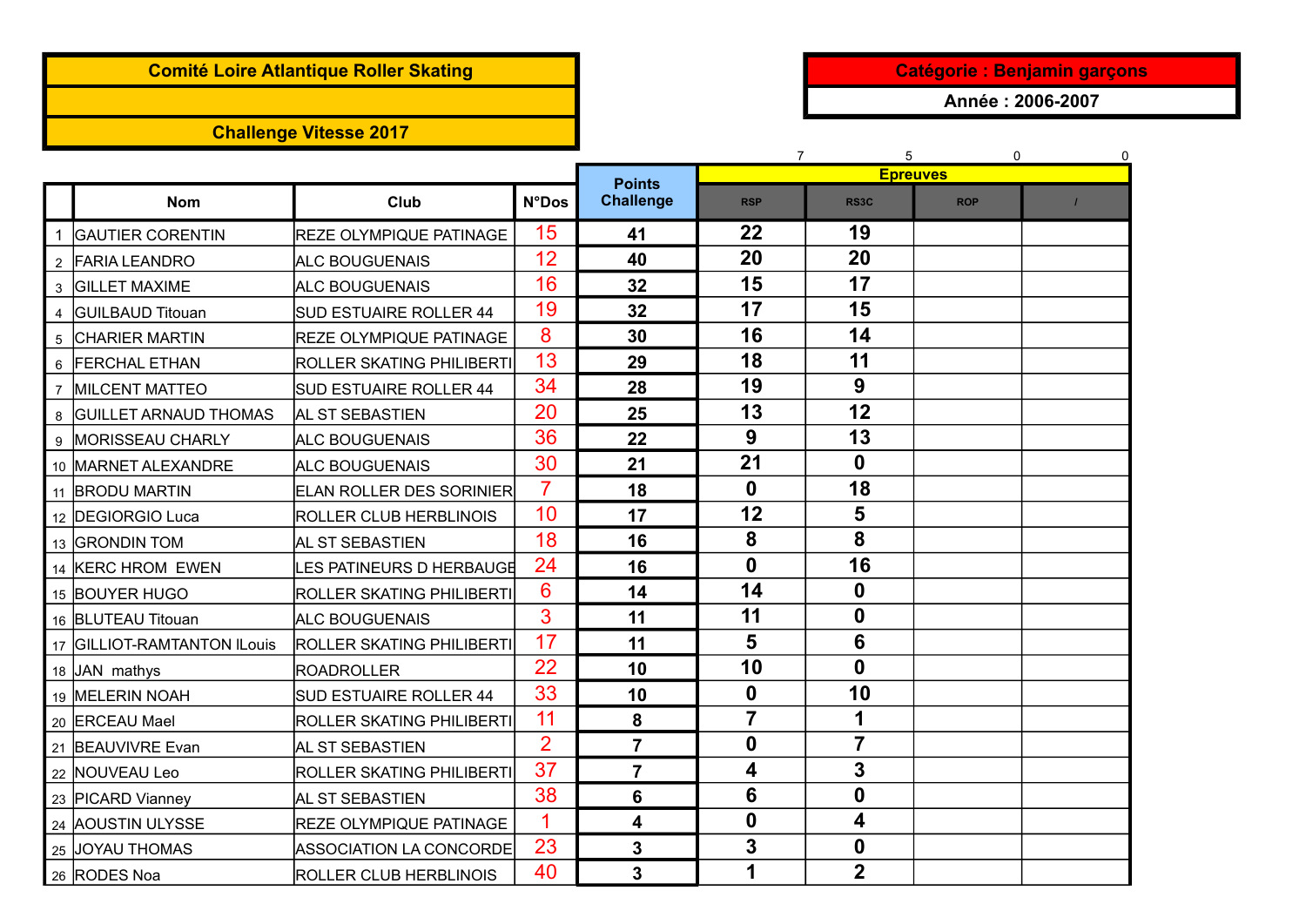**Comité Loire Atlantique Roller Skating**

**Challenge Vitesse 2017**

**Catégorie : Benjamin garçons**

**Année : 2006-2007**

| | Nom | Club | N°Dos | Points Challenge | Epreuves | | | |
|---|---|---|---|---|---|---|---|---|
| | | | | | 7 | 5 | 0 | 0 |
| | | | | | RSP | RS3C | ROP | / |
| 1 | GAUTIER CORENTIN | REZE OLYMPIQUE PATINAGE | 15 | 41 | 22 | 19 | | |
| 2 | FARIA LEANDRO | ALC BOUGUENAIS | 12 | 40 | 20 | 20 | | |
| 3 | GILLET MAXIME | ALC BOUGUENAIS | 16 | 32 | 15 | 17 | | |
| 4 | GUILBAUD Titouan | SUD ESTUAIRE ROLLER 44 | 19 | 32 | 17 | 15 | | |
| 5 | CHARIER MARTIN | REZE OLYMPIQUE PATINAGE | 8 | 30 | 16 | 14 | | |
| 6 | FERCHAL ETHAN | ROLLER SKATING PHILIBERTI | 13 | 29 | 18 | 11 | | |
| 7 | MILCENT MATTEO | SUD ESTUAIRE ROLLER 44 | 34 | 28 | 19 | 9 | | |
| 8 | GUILLET ARNAUD THOMAS | AL ST SEBASTIEN | 20 | 25 | 13 | 12 | | |
| 9 | MORISSEAU CHARLY | ALC BOUGUENAIS | 36 | 22 | 9 | 13 | | |
| 10 | MARNET ALEXANDRE | ALC BOUGUENAIS | 30 | 21 | 21 | 0 | | |
| 11 | BRODU MARTIN | ELAN ROLLER DES SORINIER | 7 | 18 | 0 | 18 | | |
| 12 | DEGIORGIO Luca | ROLLER CLUB HERBLINOIS | 10 | 17 | 12 | 5 | | |
| 13 | GRONDIN TOM | AL ST SEBASTIEN | 18 | 16 | 8 | 8 | | |
| 14 | KERC HROM EWEN | LES PATINEURS D HERBAUGE | 24 | 16 | 0 | 16 | | |
| 15 | BOUYER HUGO | ROLLER SKATING PHILIBERTI | 6 | 14 | 14 | 0 | | |
| 16 | BLUTEAU Titouan | ALC BOUGUENAIS | 3 | 11 | 11 | 0 | | |
| 17 | GILLIOT-RAMTANTON lLouis | ROLLER SKATING PHILIBERTI | 17 | 11 | 5 | 6 | | |
| 18 | JAN mathys | ROADROLLER | 22 | 10 | 10 | 0 | | |
| 19 | MELERIN NOAH | SUD ESTUAIRE ROLLER 44 | 33 | 10 | 0 | 10 | | |
| 20 | ERCEAU Mael | ROLLER SKATING PHILIBERTI | 11 | 8 | 7 | 1 | | |
| 21 | BEAUVIVRE Evan | AL ST SEBASTIEN | 2 | 7 | 0 | 7 | | |
| 22 | NOUVEAU Leo | ROLLER SKATING PHILIBERTI | 37 | 7 | 4 | 3 | | |
| 23 | PICARD Vianney | AL ST SEBASTIEN | 38 | 6 | 6 | 0 | | |
| 24 | AOUSTIN ULYSSE | REZE OLYMPIQUE PATINAGE | 1 | 4 | 0 | 4 | | |
| 25 | JOYAU THOMAS | ASSOCIATION LA CONCORDE | 23 | 3 | 3 | 0 | | |
| 26 | RODES Noa | ROLLER CLUB HERBLINOIS | 40 | 3 | 1 | 2 | | |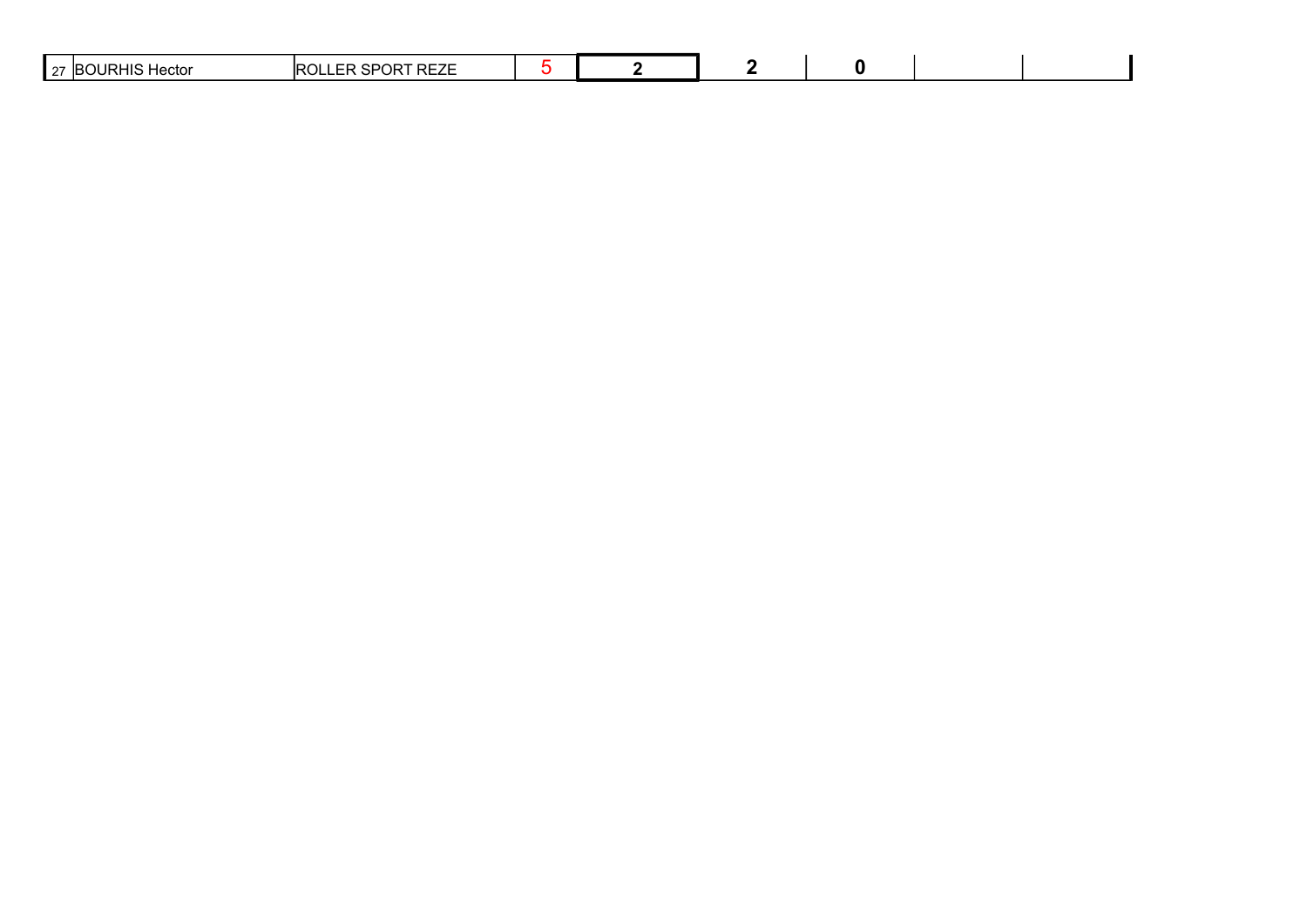| | | | | | | | | |
|---|---|---|---|---|---|---|---|---|
| 27 | BOURHIS Hector | ROLLER SPORT REZE | 5 | **2** | **2** | **0** | | |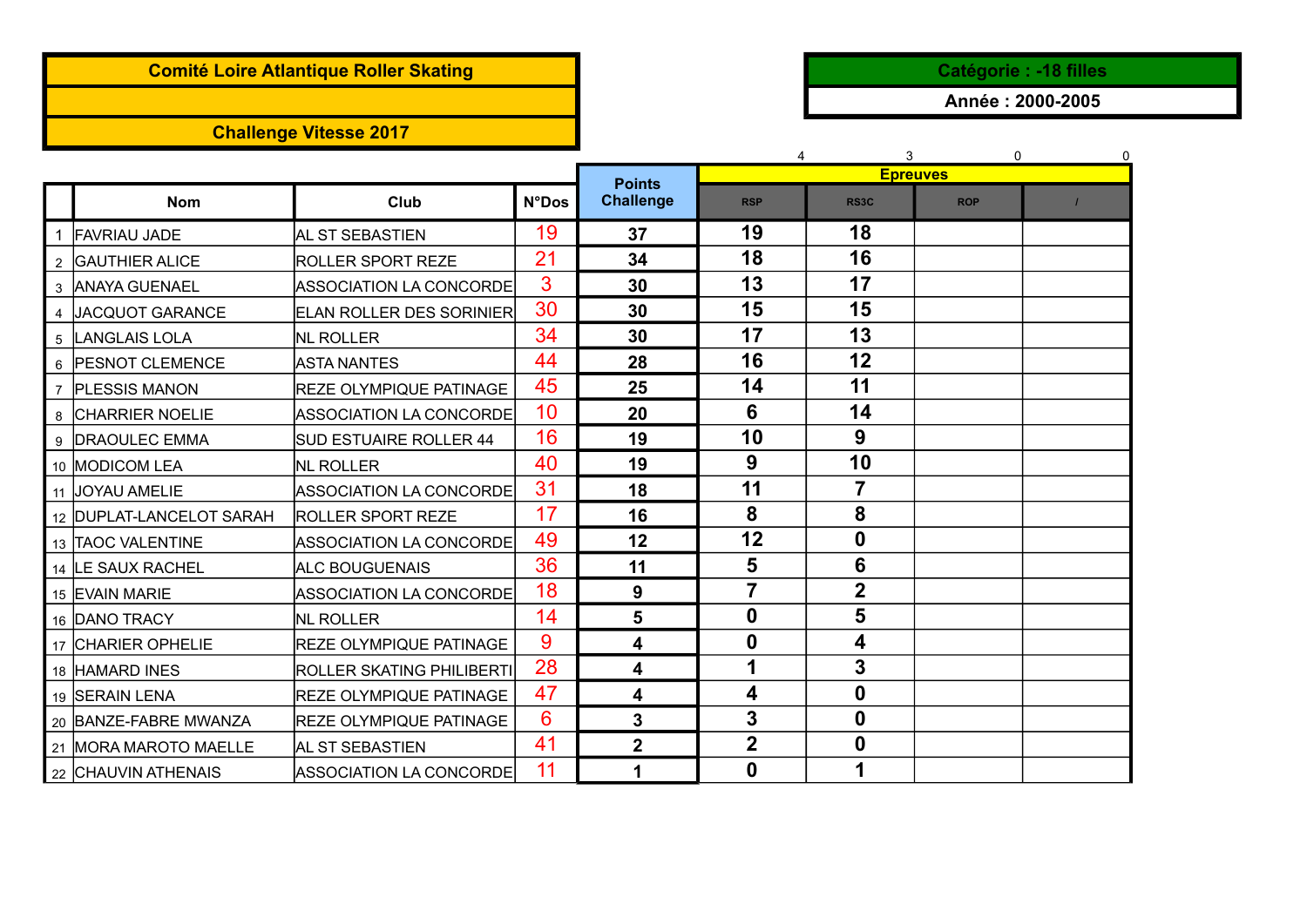**Comité Loire Atlantique Roller Skating**

**Challenge Vitesse 2017**

**Catégorie : -18 filles**

**Année : 2000-2005**

| | Nom | Club | N°Dos | Points Challenge | Epreuves | | | |
|---|---|---|---|---|---|---|---|---|
| | | | | | 4 | 3 | 0 | 0 |
| | | | | | RSP | RS3C | ROP | / |
| 1 | FAVRIAU JADE | AL ST SEBASTIEN | 19 | 37 | 19 | 18 | | |
| 2 | GAUTHIER ALICE | ROLLER SPORT REZE | 21 | 34 | 18 | 16 | | |
| 3 | ANAYA GUENAEL | ASSOCIATION LA CONCORDE | 3 | 30 | 13 | 17 | | |
| 4 | JACQUOT GARANCE | ELAN ROLLER DES SORINIER | 30 | 30 | 15 | 15 | | |
| 5 | LANGLAIS LOLA | NL ROLLER | 34 | 30 | 17 | 13 | | |
| 6 | PESNOT CLEMENCE | ASTA NANTES | 44 | 28 | 16 | 12 | | |
| 7 | PLESSIS MANON | REZE OLYMPIQUE PATINAGE | 45 | 25 | 14 | 11 | | |
| 8 | CHARRIER NOELIE | ASSOCIATION LA CONCORDE | 10 | 20 | 6 | 14 | | |
| 9 | DRAOULEC EMMA | SUD ESTUAIRE ROLLER 44 | 16 | 19 | 10 | 9 | | |
| 10 | MODICOM LEA | NL ROLLER | 40 | 19 | 9 | 10 | | |
| 11 | JOYAU AMELIE | ASSOCIATION LA CONCORDE | 31 | 18 | 11 | 7 | | |
| 12 | DUPLAT-LANCELOT SARAH | ROLLER SPORT REZE | 17 | 16 | 8 | 8 | | |
| 13 | TAOC VALENTINE | ASSOCIATION LA CONCORDE | 49 | 12 | 12 | 0 | | |
| 14 | LE SAUX RACHEL | ALC BOUGUENAIS | 36 | 11 | 5 | 6 | | |
| 15 | EVAIN MARIE | ASSOCIATION LA CONCORDE | 18 | 9 | 7 | 2 | | |
| 16 | DANO TRACY | NL ROLLER | 14 | 5 | 0 | 5 | | |
| 17 | CHARIER OPHELIE | REZE OLYMPIQUE PATINAGE | 9 | 4 | 0 | 4 | | |
| 18 | HAMARD INES | ROLLER SKATING PHILIBERTI | 28 | 4 | 1 | 3 | | |
| 19 | SERAIN LENA | REZE OLYMPIQUE PATINAGE | 47 | 4 | 4 | 0 | | |
| 20 | BANZE-FABRE MWANZA | REZE OLYMPIQUE PATINAGE | 6 | 3 | 3 | 0 | | |
| 21 | MORA MAROTO MAELLE | AL ST SEBASTIEN | 41 | 2 | 2 | 0 | | |
| 22 | CHAUVIN ATHENAIS | ASSOCIATION LA CONCORDE | 11 | 1 | 0 | 1 | | |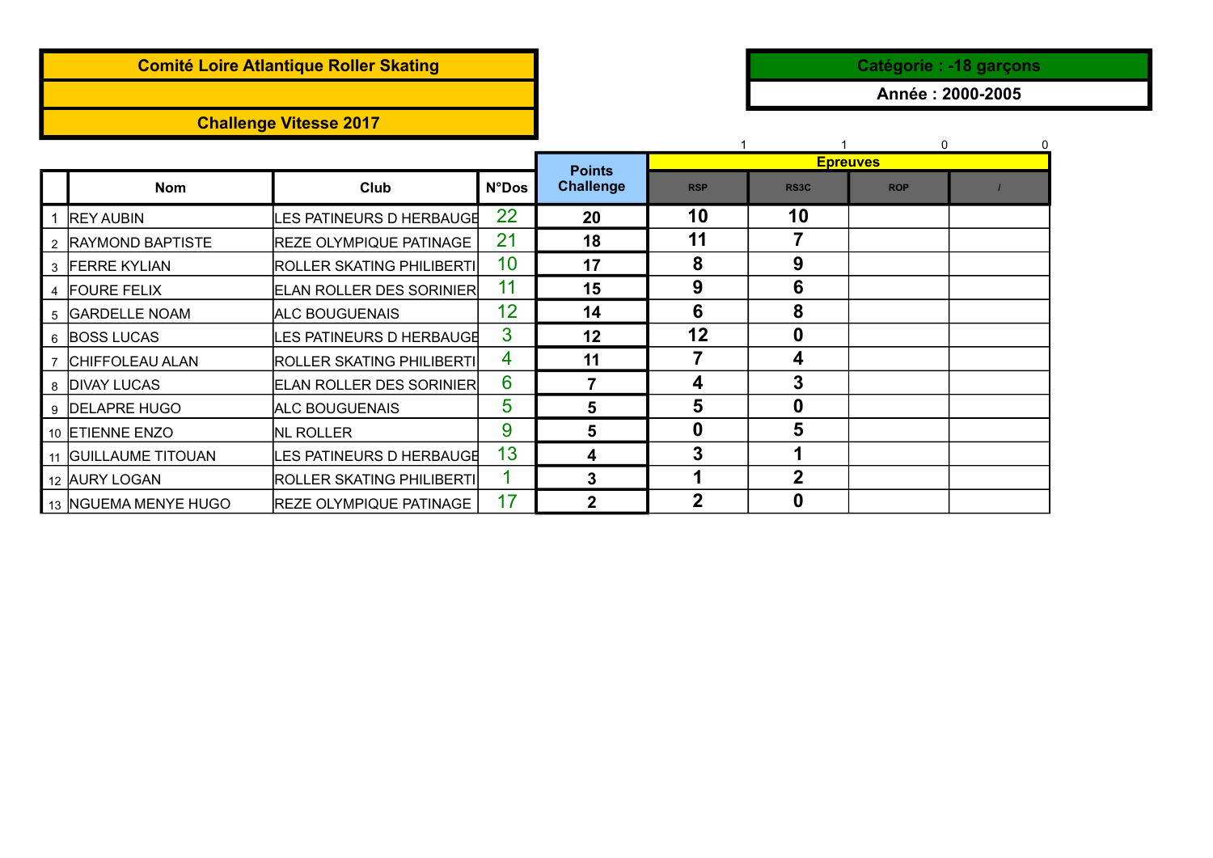**Comité Loire Atlantique Roller Skating**

**Challenge Vitesse 2017**

**Catégorie : -18 garçons**

**Année : 2000-2005**

| | | | | | 1 | 1 | 0 | 0 |
|---|---|---|---|---|---|---|---|---|
| | | | | **Points Challenge** | **Epreuves** | | | |
| | **Nom** | **Club** | **N°Dos** | | RSP | RS3C | ROP | / |
| 1 | REY AUBIN | LES PATINEURS D HERBAUGE | 22 | **20** | **10** | **10** | | |
| 2 | RAYMOND BAPTISTE | REZE OLYMPIQUE PATINAGE | 21 | **18** | **11** | **7** | | |
| 3 | FERRE KYLIAN | ROLLER SKATING PHILIBERTI | 10 | **17** | **8** | **9** | | |
| 4 | FOURE FELIX | ELAN ROLLER DES SORINIER | 11 | **15** | **9** | **6** | | |
| 5 | GARDELLE NOAM | ALC BOUGUENAIS | 12 | **14** | **6** | **8** | | |
| 6 | BOSS LUCAS | LES PATINEURS D HERBAUGE | 3 | **12** | **12** | **0** | | |
| 7 | CHIFFOLEAU ALAN | ROLLER SKATING PHILIBERTI | 4 | **11** | **7** | **4** | | |
| 8 | DIVAY LUCAS | ELAN ROLLER DES SORINIER | 6 | **7** | **4** | **3** | | |
| 9 | DELAPRE HUGO | ALC BOUGUENAIS | 5 | **5** | **5** | **0** | | |
| 10 | ETIENNE ENZO | NL ROLLER | 9 | **5** | **0** | **5** | | |
| 11 | GUILLAUME TITOUAN | LES PATINEURS D HERBAUGE | 13 | **4** | **3** | **1** | | |
| 12 | AURY LOGAN | ROLLER SKATING PHILIBERTI | 1 | **3** | **1** | **2** | | |
| 13 | NGUEMA MENYE HUGO | REZE OLYMPIQUE PATINAGE | 17 | **2** | **2** | **0** | | |